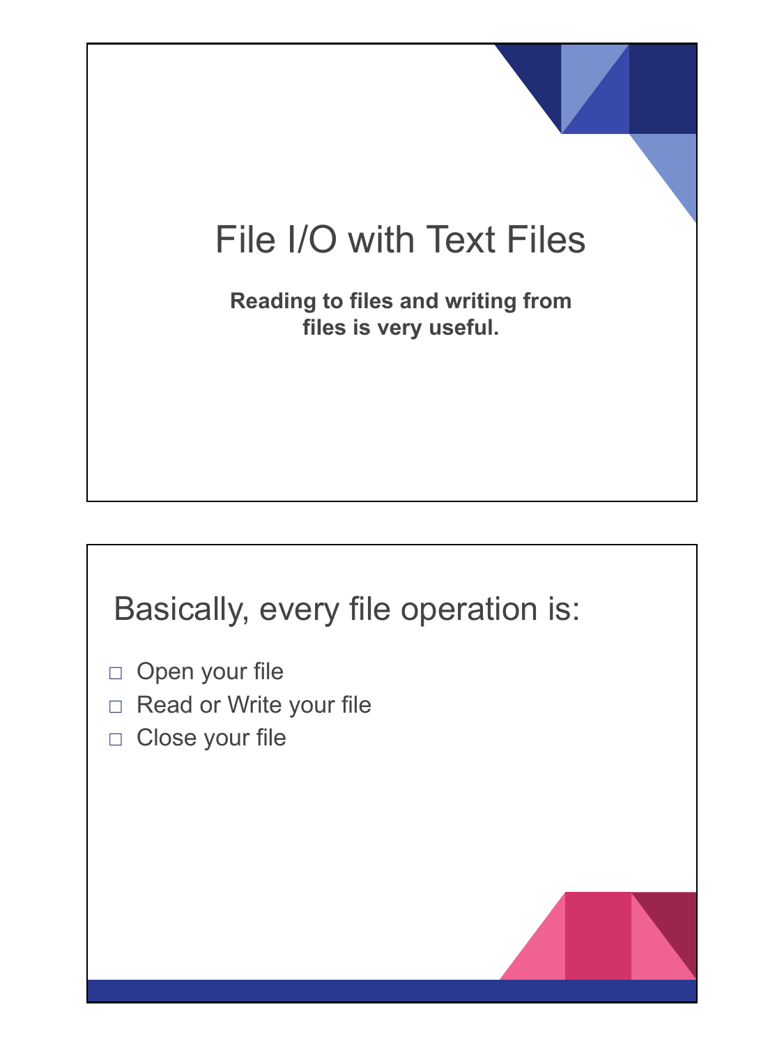# File I/O with Text Files

**Reading to files and writing from files is very useful.**

## Basically, every file operation is:

- Open your file
- Read or Write your file
- Close your file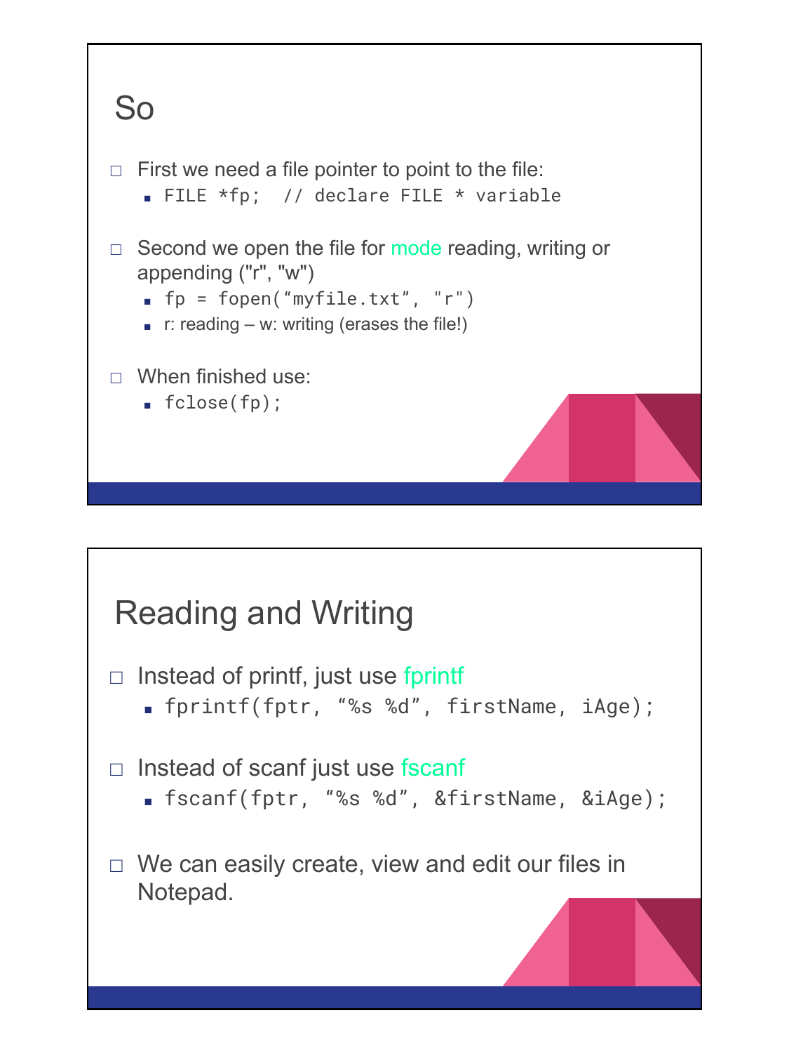## So

- First we need a file pointer to point to the file:
  - `FILE *fp;  // declare FILE * variable`
- Second we open the file for mode reading, writing or appending ("r", "w")
  - `fp = fopen("myfile.txt", "r")`
  - r: reading – w: writing (erases the file!)
- When finished use:
  - `fclose(fp);`

## Reading and Writing

- Instead of printf, just use fprintf
  - `fprintf(fptr, "%s %d", firstName, iAge);`
- Instead of scanf just use fscanf
  - `fscanf(fptr, "%s %d", &firstName, &iAge);`
- We can easily create, view and edit our files in Notepad.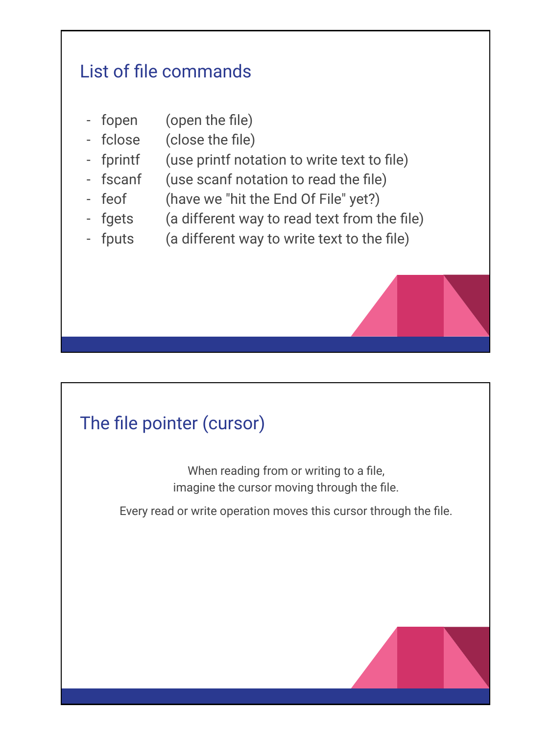## List of file commands

- fopen (open the file)
- fclose (close the file)
- fprintf (use printf notation to write text to file)
- fscanf (use scanf notation to read the file)
- feof (have we "hit the End Of File" yet?)
- fgets (a different way to read text from the file)
- fputs (a different way to write text to the file)

## The file pointer (cursor)

When reading from or writing to a file,
imagine the cursor moving through the file.

Every read or write operation moves this cursor through the file.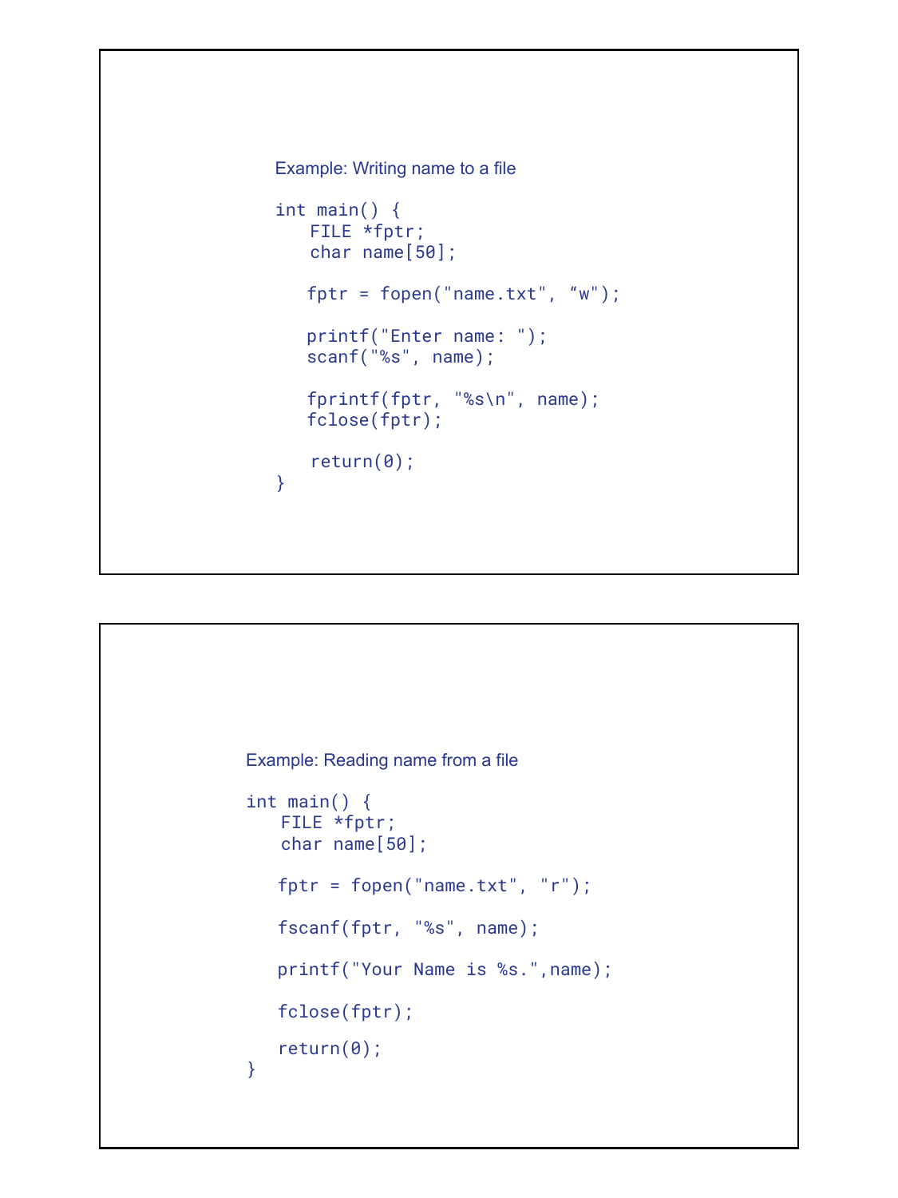Example: Writing name to a file

```
int main() {
    FILE *fptr;
    char name[50];

   fptr = fopen("name.txt", “w");

   printf("Enter name: ");
   scanf("%s", name);

   fprintf(fptr, "%s\n", name);
   fclose(fptr);

    return(0);
}
```

Example: Reading name from a file

```
int main() {
    FILE *fptr;
    char name[50];

   fptr = fopen("name.txt", "r");

   fscanf(fptr, "%s", name);

   printf("Your Name is %s.",name);

   fclose(fptr);

   return(0);
}
```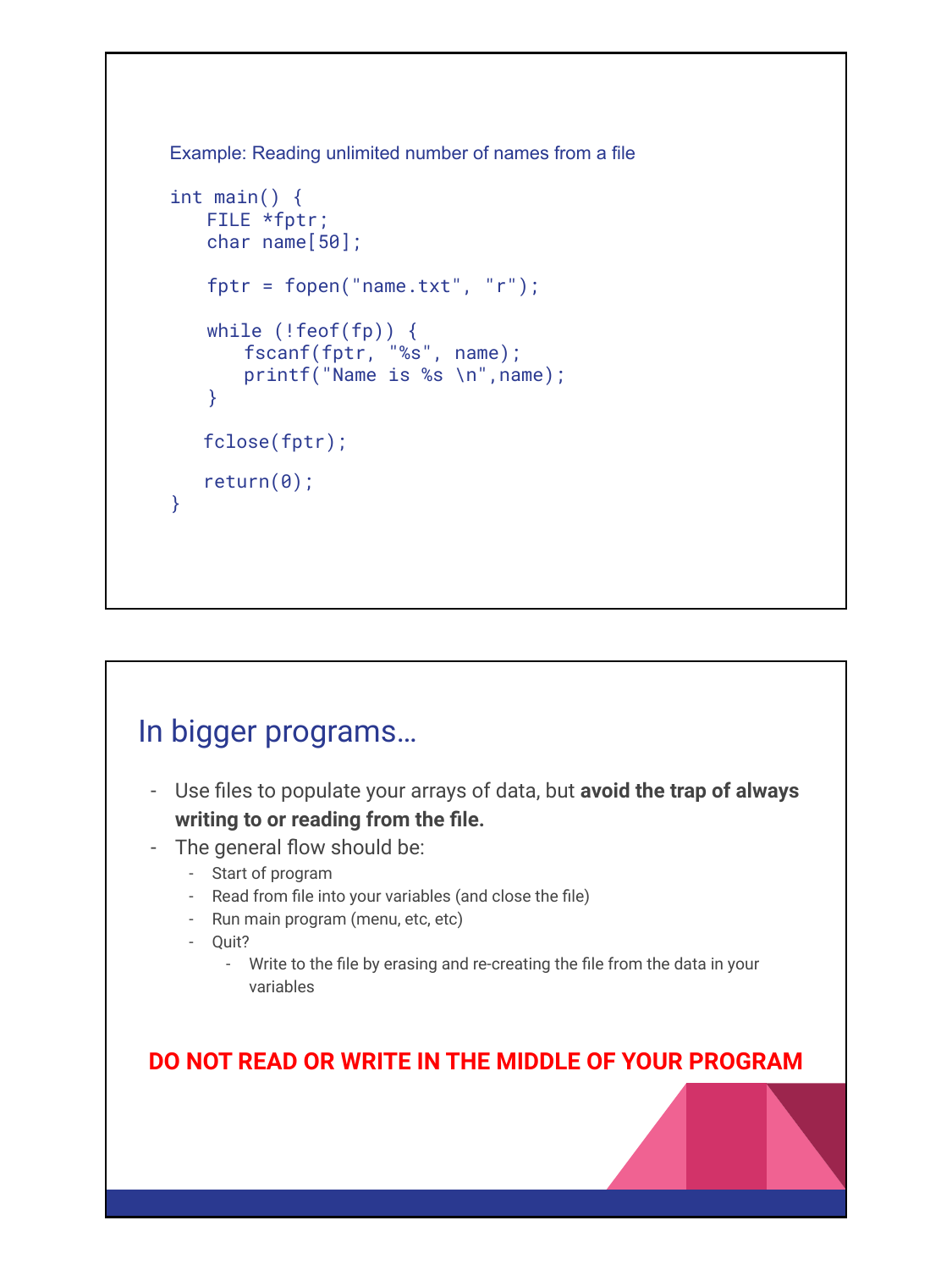Example: Reading unlimited number of names from a file

```
int main() {
   FILE *fptr;
   char name[50];

   fptr = fopen("name.txt", "r");

   while (!feof(fp)) {
      fscanf(fptr, "%s", name);
      printf("Name is %s \n",name);
   }

   fclose(fptr);

   return(0);
}
```

## In bigger programs…

- Use files to populate your arrays of data, but **avoid the trap of always writing to or reading from the file.**
- The general flow should be:
  - Start of program
  - Read from file into your variables (and close the file)
  - Run main program (menu, etc, etc)
  - Quit?
    - Write to the file by erasing and re-creating the file from the data in your variables

**DO NOT READ OR WRITE IN THE MIDDLE OF YOUR PROGRAM**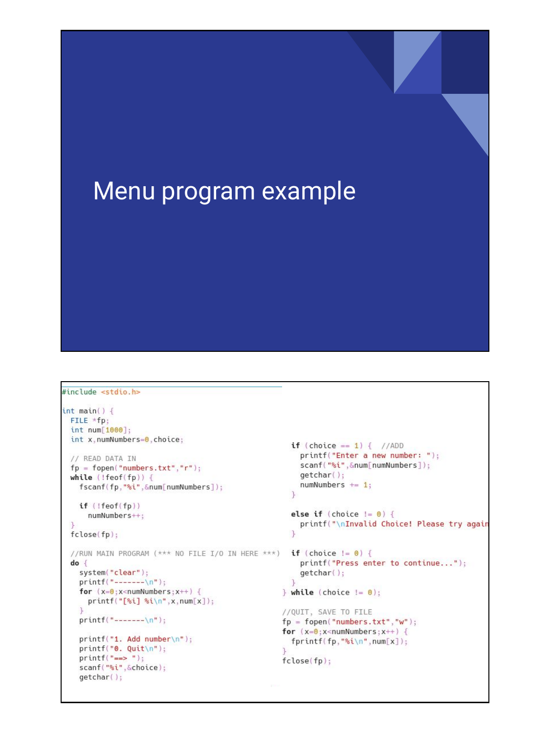# Menu program example

```c
#include <stdio.h>

int main() {
  FILE *fp;
  int num[1000];
  int x,numNumbers=0,choice;

  // READ DATA IN
  fp = fopen("numbers.txt","r");
  while (!feof(fp)) {
    fscanf(fp,"%i",&num[numNumbers]);

    if (!feof(fp))
      numNumbers++;
  }
  fclose(fp);

  //RUN MAIN PROGRAM (*** NO FILE I/O IN HERE ***)
  do {
    system("clear");
    printf("-------\n");
    for (x=0;x<numNumbers;x++) {
      printf("[%i] %i\n",x,num[x]);
    }
    printf("-------\n");

    printf("1. Add number\n");
    printf("0. Quit\n");
    printf("==> ");
    scanf("%i",&choice);
    getchar();

    if (choice == 1) {  //ADD
      printf("Enter a new number: ");
      scanf("%i",&num[numNumbers]);
      getchar();
      numNumbers += 1;
    }

    else if (choice != 0) {
      printf("\nInvalid Choice! Please try again
    }

    if (choice != 0) {
      printf("Press enter to continue...");
      getchar();
    }
  } while (choice != 0);

  //QUIT, SAVE TO FILE
  fp = fopen("numbers.txt","w");
  for (x=0;x<numNumbers;x++) {
    fprintf(fp,"%i\n",num[x]);
  }
  fclose(fp);
```